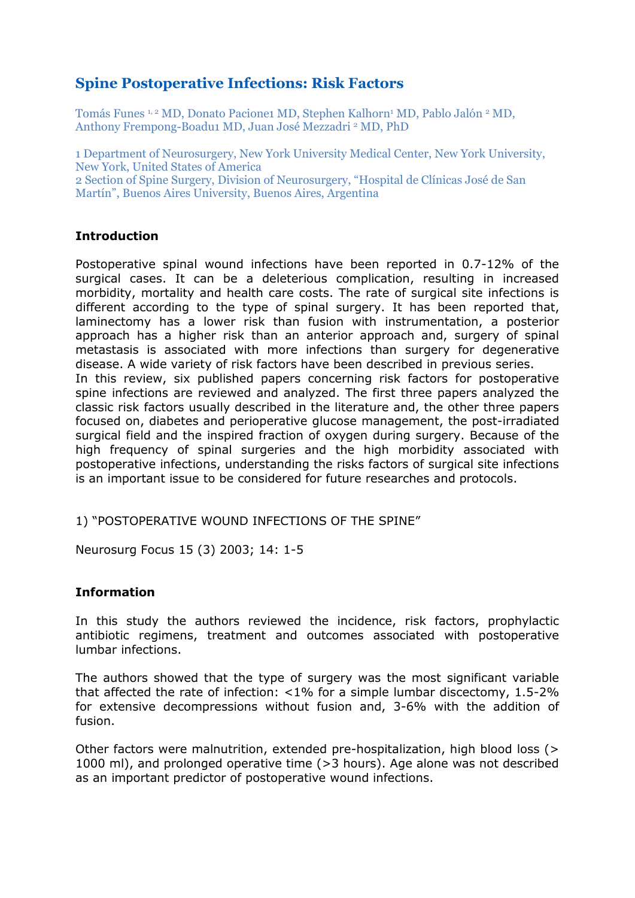# Spine Postoperative Infections: Risk Factors

Tomás Funes [1, 2] MD, Donato Pacione[1] MD, Stephen Kalhorn[1] MD, Pablo Jalón [2] MD, Anthony Frempong-Boadu[1] MD, Juan José Mezzadri [2] MD, PhD

1 Department of Neurosurgery, New York University Medical Center, New York University, New York, United States of America
2 Section of Spine Surgery, Division of Neurosurgery, "Hospital de Clínicas José de San Martín", Buenos Aires University, Buenos Aires, Argentina

## Introduction

Postoperative spinal wound infections have been reported in 0.7-12% of the surgical cases. It can be a deleterious complication, resulting in increased morbidity, mortality and health care costs. The rate of surgical site infections is different according to the type of spinal surgery. It has been reported that, laminectomy has a lower risk than fusion with instrumentation, a posterior approach has a higher risk than an anterior approach and, surgery of spinal metastasis is associated with more infections than surgery for degenerative disease. A wide variety of risk factors have been described in previous series.
In this review, six published papers concerning risk factors for postoperative spine infections are reviewed and analyzed. The first three papers analyzed the classic risk factors usually described in the literature and, the other three papers focused on, diabetes and perioperative glucose management, the post-irradiated surgical field and the inspired fraction of oxygen during surgery. Because of the high frequency of spinal surgeries and the high morbidity associated with postoperative infections, understanding the risks factors of surgical site infections is an important issue to be considered for future researches and protocols.

1) "POSTOPERATIVE WOUND INFECTIONS OF THE SPINE"

Neurosurg Focus 15 (3) 2003; 14: 1-5

## Information

In this study the authors reviewed the incidence, risk factors, prophylactic antibiotic regimens, treatment and outcomes associated with postoperative lumbar infections.

The authors showed that the type of surgery was the most significant variable that affected the rate of infection: <1% for a simple lumbar discectomy, 1.5-2% for extensive decompressions without fusion and, 3-6% with the addition of fusion.

Other factors were malnutrition, extended pre-hospitalization, high blood loss (> 1000 ml), and prolonged operative time (>3 hours). Age alone was not described as an important predictor of postoperative wound infections.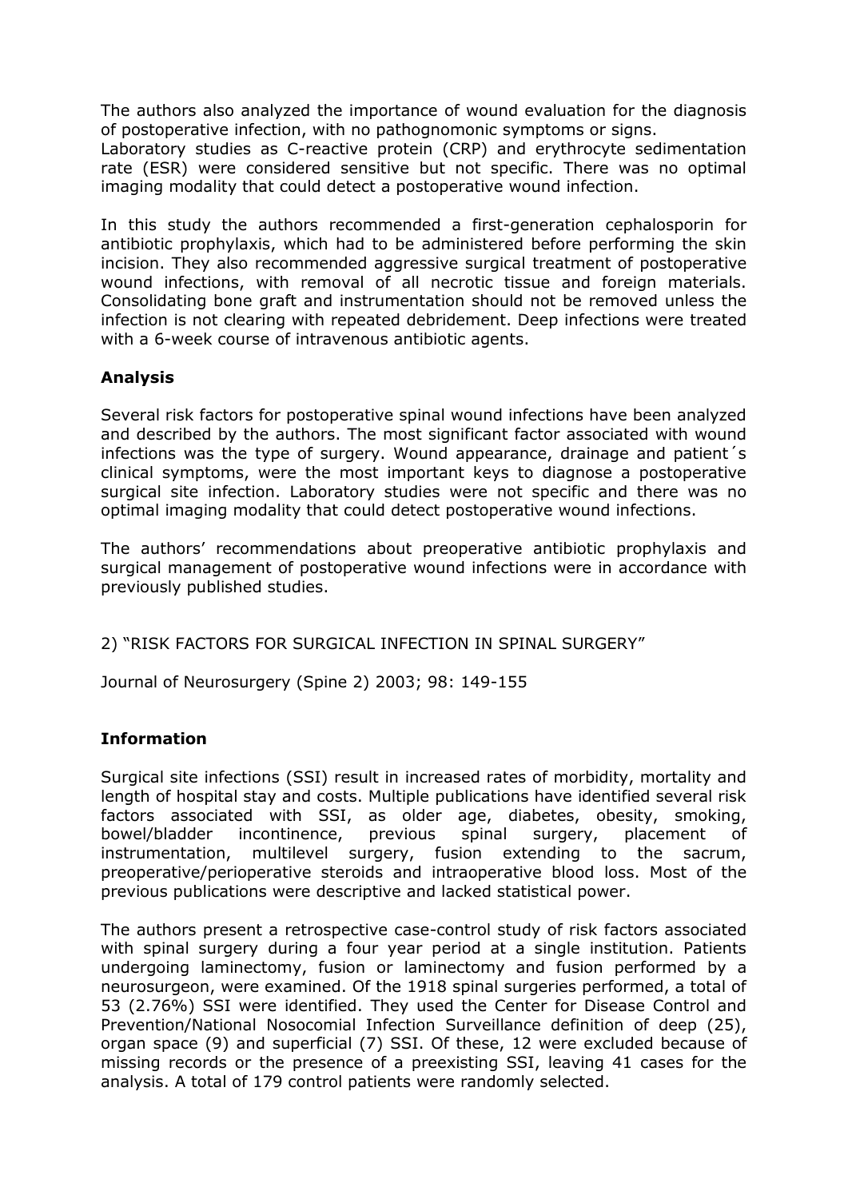The authors also analyzed the importance of wound evaluation for the diagnosis of postoperative infection, with no pathognomonic symptoms or signs.
Laboratory studies as C-reactive protein (CRP) and erythrocyte sedimentation rate (ESR) were considered sensitive but not specific. There was no optimal imaging modality that could detect a postoperative wound infection.

In this study the authors recommended a first-generation cephalosporin for antibiotic prophylaxis, which had to be administered before performing the skin incision. They also recommended aggressive surgical treatment of postoperative wound infections, with removal of all necrotic tissue and foreign materials. Consolidating bone graft and instrumentation should not be removed unless the infection is not clearing with repeated debridement. Deep infections were treated with a 6-week course of intravenous antibiotic agents.

**Analysis**

Several risk factors for postoperative spinal wound infections have been analyzed and described by the authors. The most significant factor associated with wound infections was the type of surgery. Wound appearance, drainage and patient´s clinical symptoms, were the most important keys to diagnose a postoperative surgical site infection. Laboratory studies were not specific and there was no optimal imaging modality that could detect postoperative wound infections.

The authors' recommendations about preoperative antibiotic prophylaxis and surgical management of postoperative wound infections were in accordance with previously published studies.

2) "RISK FACTORS FOR SURGICAL INFECTION IN SPINAL SURGERY"

Journal of Neurosurgery (Spine 2) 2003; 98: 149-155

**Information**

Surgical site infections (SSI) result in increased rates of morbidity, mortality and length of hospital stay and costs. Multiple publications have identified several risk factors associated with SSI, as older age, diabetes, obesity, smoking, bowel/bladder incontinence, previous spinal surgery, placement of instrumentation, multilevel surgery, fusion extending to the sacrum, preoperative/perioperative steroids and intraoperative blood loss. Most of the previous publications were descriptive and lacked statistical power.

The authors present a retrospective case-control study of risk factors associated with spinal surgery during a four year period at a single institution. Patients undergoing laminectomy, fusion or laminectomy and fusion performed by a neurosurgeon, were examined. Of the 1918 spinal surgeries performed, a total of 53 (2.76%) SSI were identified. They used the Center for Disease Control and Prevention/National Nosocomial Infection Surveillance definition of deep (25), organ space (9) and superficial (7) SSI. Of these, 12 were excluded because of missing records or the presence of a preexisting SSI, leaving 41 cases for the analysis. A total of 179 control patients were randomly selected.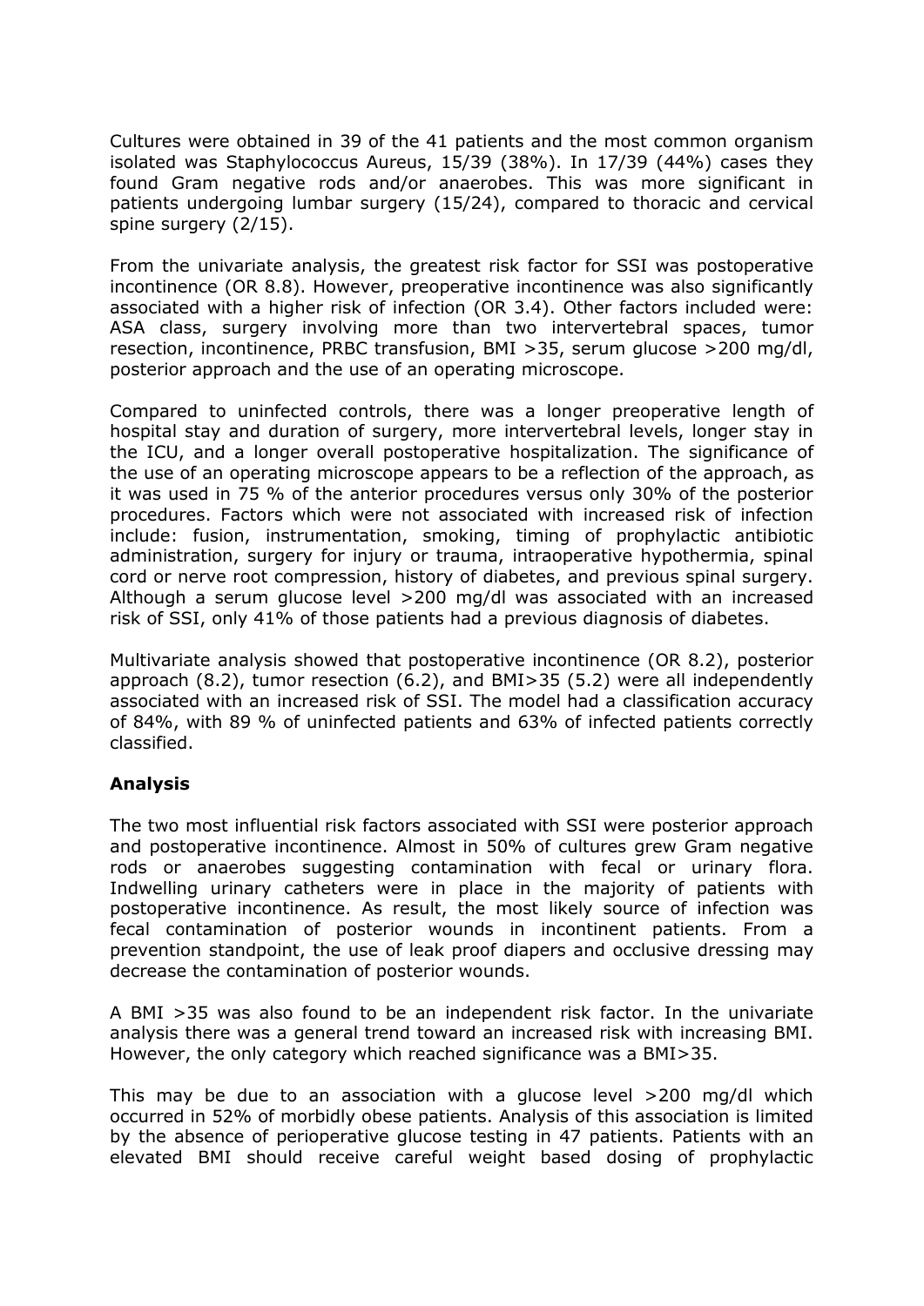Cultures were obtained in 39 of the 41 patients and the most common organism isolated was Staphylococcus Aureus, 15/39 (38%). In 17/39 (44%) cases they found Gram negative rods and/or anaerobes. This was more significant in patients undergoing lumbar surgery (15/24), compared to thoracic and cervical spine surgery (2/15).

From the univariate analysis, the greatest risk factor for SSI was postoperative incontinence (OR 8.8). However, preoperative incontinence was also significantly associated with a higher risk of infection (OR 3.4). Other factors included were: ASA class, surgery involving more than two intervertebral spaces, tumor resection, incontinence, PRBC transfusion, BMI >35, serum glucose >200 mg/dl, posterior approach and the use of an operating microscope.

Compared to uninfected controls, there was a longer preoperative length of hospital stay and duration of surgery, more intervertebral levels, longer stay in the ICU, and a longer overall postoperative hospitalization. The significance of the use of an operating microscope appears to be a reflection of the approach, as it was used in 75 % of the anterior procedures versus only 30% of the posterior procedures. Factors which were not associated with increased risk of infection include: fusion, instrumentation, smoking, timing of prophylactic antibiotic administration, surgery for injury or trauma, intraoperative hypothermia, spinal cord or nerve root compression, history of diabetes, and previous spinal surgery. Although a serum glucose level >200 mg/dl was associated with an increased risk of SSI, only 41% of those patients had a previous diagnosis of diabetes.

Multivariate analysis showed that postoperative incontinence (OR 8.2), posterior approach (8.2), tumor resection (6.2), and BMI>35 (5.2) were all independently associated with an increased risk of SSI. The model had a classification accuracy of 84%, with 89 % of uninfected patients and 63% of infected patients correctly classified.

## Analysis

The two most influential risk factors associated with SSI were posterior approach and postoperative incontinence. Almost in 50% of cultures grew Gram negative rods or anaerobes suggesting contamination with fecal or urinary flora. Indwelling urinary catheters were in place in the majority of patients with postoperative incontinence. As result, the most likely source of infection was fecal contamination of posterior wounds in incontinent patients. From a prevention standpoint, the use of leak proof diapers and occlusive dressing may decrease the contamination of posterior wounds.

A BMI >35 was also found to be an independent risk factor. In the univariate analysis there was a general trend toward an increased risk with increasing BMI. However, the only category which reached significance was a BMI>35.

This may be due to an association with a glucose level >200 mg/dl which occurred in 52% of morbidly obese patients. Analysis of this association is limited by the absence of perioperative glucose testing in 47 patients. Patients with an elevated BMI should receive careful weight based dosing of prophylactic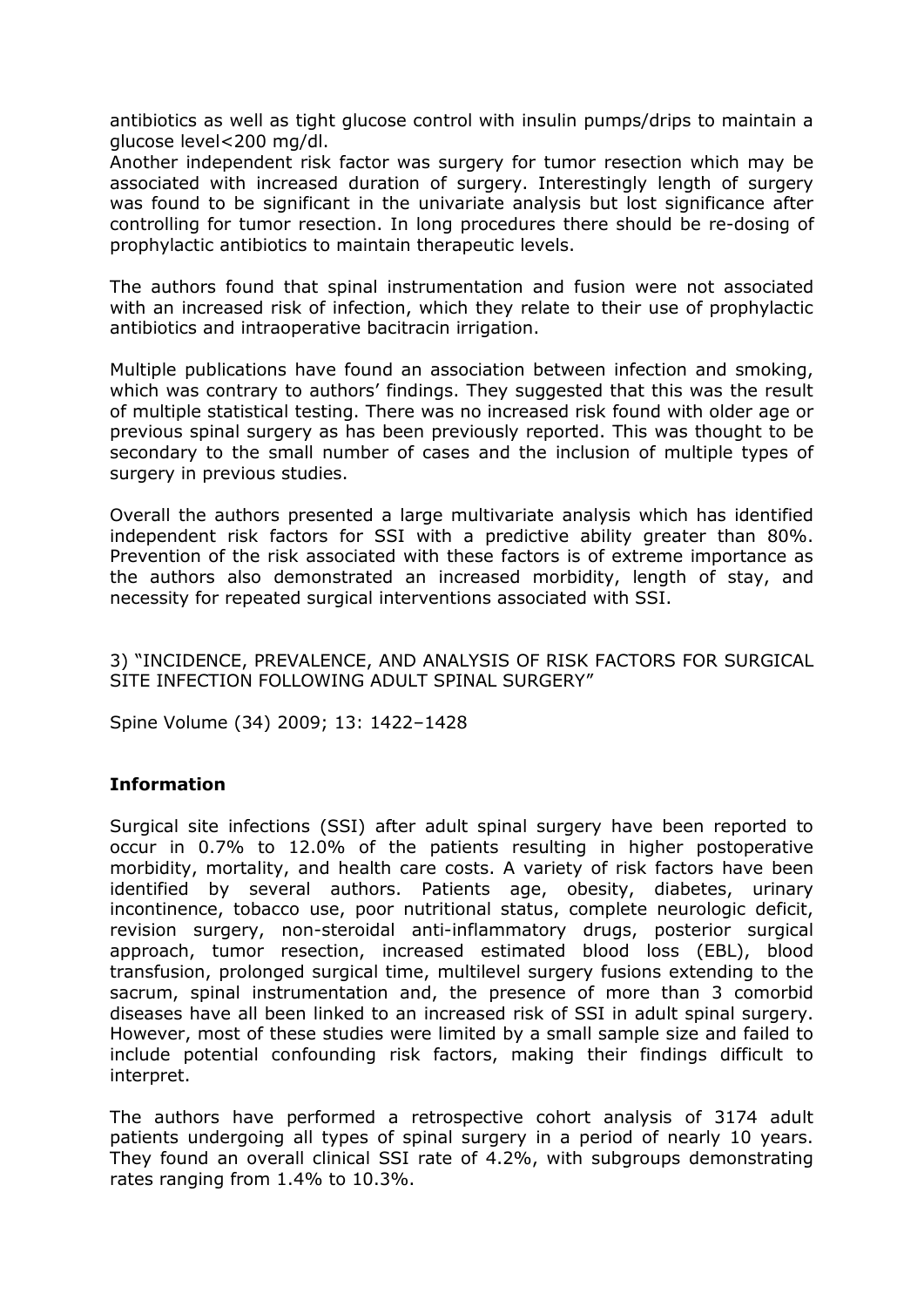antibiotics as well as tight glucose control with insulin pumps/drips to maintain a glucose level<200 mg/dl.

Another independent risk factor was surgery for tumor resection which may be associated with increased duration of surgery. Interestingly length of surgery was found to be significant in the univariate analysis but lost significance after controlling for tumor resection. In long procedures there should be re-dosing of prophylactic antibiotics to maintain therapeutic levels.

The authors found that spinal instrumentation and fusion were not associated with an increased risk of infection, which they relate to their use of prophylactic antibiotics and intraoperative bacitracin irrigation.

Multiple publications have found an association between infection and smoking, which was contrary to authors' findings. They suggested that this was the result of multiple statistical testing. There was no increased risk found with older age or previous spinal surgery as has been previously reported. This was thought to be secondary to the small number of cases and the inclusion of multiple types of surgery in previous studies.

Overall the authors presented a large multivariate analysis which has identified independent risk factors for SSI with a predictive ability greater than 80%. Prevention of the risk associated with these factors is of extreme importance as the authors also demonstrated an increased morbidity, length of stay, and necessity for repeated surgical interventions associated with SSI.

3) "INCIDENCE, PREVALENCE, AND ANALYSIS OF RISK FACTORS FOR SURGICAL SITE INFECTION FOLLOWING ADULT SPINAL SURGERY"

Spine Volume (34) 2009; 13: 1422–1428

### Information

Surgical site infections (SSI) after adult spinal surgery have been reported to occur in 0.7% to 12.0% of the patients resulting in higher postoperative morbidity, mortality, and health care costs. A variety of risk factors have been identified by several authors. Patients age, obesity, diabetes, urinary incontinence, tobacco use, poor nutritional status, complete neurologic deficit, revision surgery, non-steroidal anti-inflammatory drugs, posterior surgical approach, tumor resection, increased estimated blood loss (EBL), blood transfusion, prolonged surgical time, multilevel surgery fusions extending to the sacrum, spinal instrumentation and, the presence of more than 3 comorbid diseases have all been linked to an increased risk of SSI in adult spinal surgery. However, most of these studies were limited by a small sample size and failed to include potential confounding risk factors, making their findings difficult to interpret.

The authors have performed a retrospective cohort analysis of 3174 adult patients undergoing all types of spinal surgery in a period of nearly 10 years. They found an overall clinical SSI rate of 4.2%, with subgroups demonstrating rates ranging from 1.4% to 10.3%.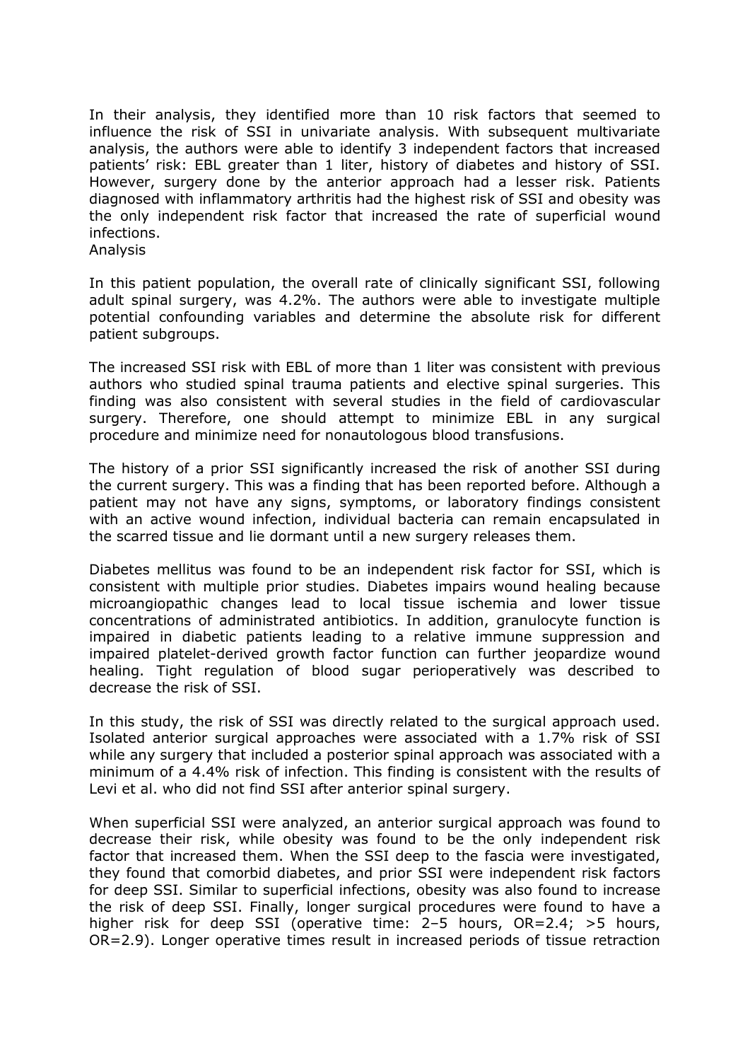In their analysis, they identified more than 10 risk factors that seemed to influence the risk of SSI in univariate analysis. With subsequent multivariate analysis, the authors were able to identify 3 independent factors that increased patients' risk: EBL greater than 1 liter, history of diabetes and history of SSI. However, surgery done by the anterior approach had a lesser risk. Patients diagnosed with inflammatory arthritis had the highest risk of SSI and obesity was the only independent risk factor that increased the rate of superficial wound infections.

## Analysis

In this patient population, the overall rate of clinically significant SSI, following adult spinal surgery, was 4.2%. The authors were able to investigate multiple potential confounding variables and determine the absolute risk for different patient subgroups.

The increased SSI risk with EBL of more than 1 liter was consistent with previous authors who studied spinal trauma patients and elective spinal surgeries. This finding was also consistent with several studies in the field of cardiovascular surgery. Therefore, one should attempt to minimize EBL in any surgical procedure and minimize need for nonautologous blood transfusions.

The history of a prior SSI significantly increased the risk of another SSI during the current surgery. This was a finding that has been reported before. Although a patient may not have any signs, symptoms, or laboratory findings consistent with an active wound infection, individual bacteria can remain encapsulated in the scarred tissue and lie dormant until a new surgery releases them.

Diabetes mellitus was found to be an independent risk factor for SSI, which is consistent with multiple prior studies. Diabetes impairs wound healing because microangiopathic changes lead to local tissue ischemia and lower tissue concentrations of administrated antibiotics. In addition, granulocyte function is impaired in diabetic patients leading to a relative immune suppression and impaired platelet-derived growth factor function can further jeopardize wound healing. Tight regulation of blood sugar perioperatively was described to decrease the risk of SSI.

In this study, the risk of SSI was directly related to the surgical approach used. Isolated anterior surgical approaches were associated with a 1.7% risk of SSI while any surgery that included a posterior spinal approach was associated with a minimum of a 4.4% risk of infection. This finding is consistent with the results of Levi et al. who did not find SSI after anterior spinal surgery.

When superficial SSI were analyzed, an anterior surgical approach was found to decrease their risk, while obesity was found to be the only independent risk factor that increased them. When the SSI deep to the fascia were investigated, they found that comorbid diabetes, and prior SSI were independent risk factors for deep SSI. Similar to superficial infections, obesity was also found to increase the risk of deep SSI. Finally, longer surgical procedures were found to have a higher risk for deep SSI (operative time: 2–5 hours, OR=2.4; >5 hours, OR=2.9). Longer operative times result in increased periods of tissue retraction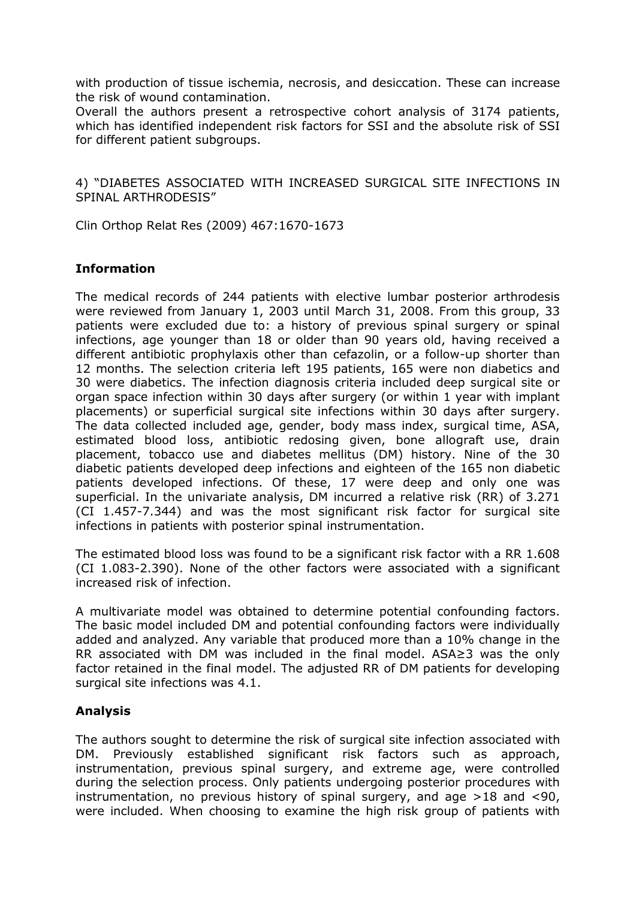with production of tissue ischemia, necrosis, and desiccation. These can increase the risk of wound contamination.
Overall the authors present a retrospective cohort analysis of 3174 patients, which has identified independent risk factors for SSI and the absolute risk of SSI for different patient subgroups.

4) "DIABETES ASSOCIATED WITH INCREASED SURGICAL SITE INFECTIONS IN SPINAL ARTHRODESIS"

Clin Orthop Relat Res (2009) 467:1670-1673

**Information**

The medical records of 244 patients with elective lumbar posterior arthrodesis were reviewed from January 1, 2003 until March 31, 2008. From this group, 33 patients were excluded due to: a history of previous spinal surgery or spinal infections, age younger than 18 or older than 90 years old, having received a different antibiotic prophylaxis other than cefazolin, or a follow-up shorter than 12 months. The selection criteria left 195 patients, 165 were non diabetics and 30 were diabetics. The infection diagnosis criteria included deep surgical site or organ space infection within 30 days after surgery (or within 1 year with implant placements) or superficial surgical site infections within 30 days after surgery. The data collected included age, gender, body mass index, surgical time, ASA, estimated blood loss, antibiotic redosing given, bone allograft use, drain placement, tobacco use and diabetes mellitus (DM) history. Nine of the 30 diabetic patients developed deep infections and eighteen of the 165 non diabetic patients developed infections. Of these, 17 were deep and only one was superficial. In the univariate analysis, DM incurred a relative risk (RR) of 3.271 (CI 1.457-7.344) and was the most significant risk factor for surgical site infections in patients with posterior spinal instrumentation.

The estimated blood loss was found to be a significant risk factor with a RR 1.608 (CI 1.083-2.390). None of the other factors were associated with a significant increased risk of infection.

A multivariate model was obtained to determine potential confounding factors. The basic model included DM and potential confounding factors were individually added and analyzed. Any variable that produced more than a 10% change in the RR associated with DM was included in the final model. ASA≥3 was the only factor retained in the final model. The adjusted RR of DM patients for developing surgical site infections was 4.1.

**Analysis**

The authors sought to determine the risk of surgical site infection associated with DM. Previously established significant risk factors such as approach, instrumentation, previous spinal surgery, and extreme age, were controlled during the selection process. Only patients undergoing posterior procedures with instrumentation, no previous history of spinal surgery, and age >18 and <90, were included. When choosing to examine the high risk group of patients with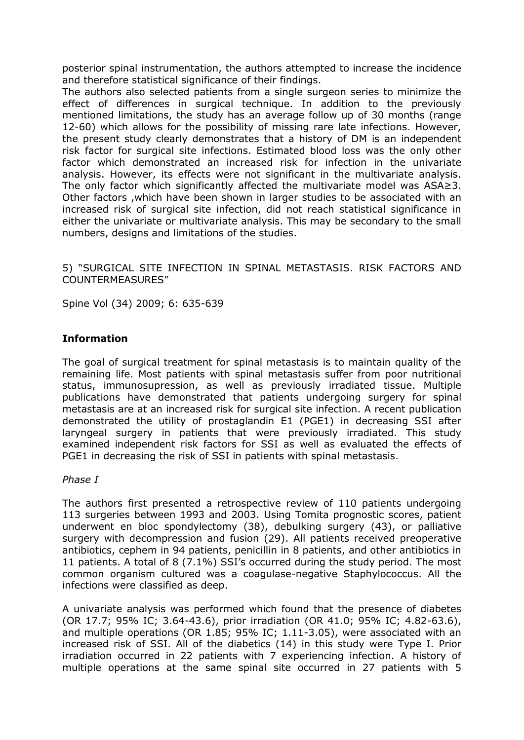posterior spinal instrumentation, the authors attempted to increase the incidence and therefore statistical significance of their findings.

The authors also selected patients from a single surgeon series to minimize the effect of differences in surgical technique. In addition to the previously mentioned limitations, the study has an average follow up of 30 months (range 12-60) which allows for the possibility of missing rare late infections. However, the present study clearly demonstrates that a history of DM is an independent risk factor for surgical site infections. Estimated blood loss was the only other factor which demonstrated an increased risk for infection in the univariate analysis. However, its effects were not significant in the multivariate analysis. The only factor which significantly affected the multivariate model was ASA≥3. Other factors ,which have been shown in larger studies to be associated with an increased risk of surgical site infection, did not reach statistical significance in either the univariate or multivariate analysis. This may be secondary to the small numbers, designs and limitations of the studies.

5) "SURGICAL SITE INFECTION IN SPINAL METASTASIS. RISK FACTORS AND COUNTERMEASURES"

Spine Vol (34) 2009; 6: 635-639

**Information**

The goal of surgical treatment for spinal metastasis is to maintain quality of the remaining life. Most patients with spinal metastasis suffer from poor nutritional status, immunosupression, as well as previously irradiated tissue. Multiple publications have demonstrated that patients undergoing surgery for spinal metastasis are at an increased risk for surgical site infection. A recent publication demonstrated the utility of prostaglandin E1 (PGE1) in decreasing SSI after laryngeal surgery in patients that were previously irradiated. This study examined independent risk factors for SSI as well as evaluated the effects of PGE1 in decreasing the risk of SSI in patients with spinal metastasis.

*Phase I*

The authors first presented a retrospective review of 110 patients undergoing 113 surgeries between 1993 and 2003. Using Tomita prognostic scores, patient underwent en bloc spondylectomy (38), debulking surgery (43), or palliative surgery with decompression and fusion (29). All patients received preoperative antibiotics, cephem in 94 patients, penicillin in 8 patients, and other antibiotics in 11 patients. A total of 8 (7.1%) SSI's occurred during the study period. The most common organism cultured was a coagulase-negative Staphylococcus. All the infections were classified as deep.

A univariate analysis was performed which found that the presence of diabetes (OR 17.7; 95% IC; 3.64-43.6), prior irradiation (OR 41.0; 95% IC; 4.82-63.6), and multiple operations (OR 1.85; 95% IC; 1.11-3.05), were associated with an increased risk of SSI. All of the diabetics (14) in this study were Type I. Prior irradiation occurred in 22 patients with 7 experiencing infection. A history of multiple operations at the same spinal site occurred in 27 patients with 5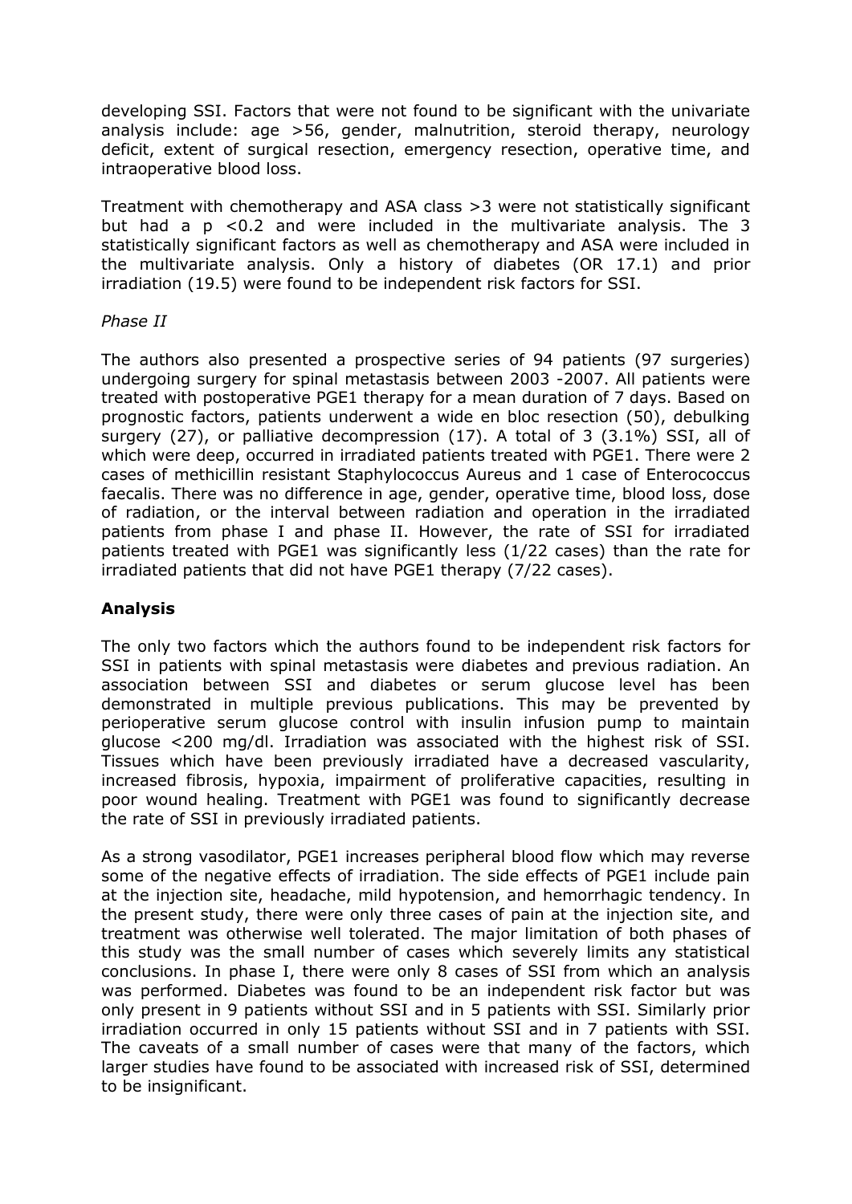developing SSI. Factors that were not found to be significant with the univariate analysis include: age >56, gender, malnutrition, steroid therapy, neurology deficit, extent of surgical resection, emergency resection, operative time, and intraoperative blood loss.

Treatment with chemotherapy and ASA class >3 were not statistically significant but had a $p < 0.2$ and were included in the multivariate analysis. The 3 statistically significant factors as well as chemotherapy and ASA were included in the multivariate analysis. Only a history of diabetes (OR 17.1) and prior irradiation (19.5) were found to be independent risk factors for SSI.

*Phase II*

The authors also presented a prospective series of 94 patients (97 surgeries) undergoing surgery for spinal metastasis between 2003 -2007. All patients were treated with postoperative PGE1 therapy for a mean duration of 7 days. Based on prognostic factors, patients underwent a wide en bloc resection (50), debulking surgery (27), or palliative decompression (17). A total of 3 (3.1%) SSI, all of which were deep, occurred in irradiated patients treated with PGE1. There were 2 cases of methicillin resistant Staphylococcus Aureus and 1 case of Enterococcus faecalis. There was no difference in age, gender, operative time, blood loss, dose of radiation, or the interval between radiation and operation in the irradiated patients from phase I and phase II. However, the rate of SSI for irradiated patients treated with PGE1 was significantly less (1/22 cases) than the rate for irradiated patients that did not have PGE1 therapy (7/22 cases).

## Analysis

The only two factors which the authors found to be independent risk factors for SSI in patients with spinal metastasis were diabetes and previous radiation. An association between SSI and diabetes or serum glucose level has been demonstrated in multiple previous publications. This may be prevented by perioperative serum glucose control with insulin infusion pump to maintain glucose <200 mg/dl. Irradiation was associated with the highest risk of SSI. Tissues which have been previously irradiated have a decreased vascularity, increased fibrosis, hypoxia, impairment of proliferative capacities, resulting in poor wound healing. Treatment with PGE1 was found to significantly decrease the rate of SSI in previously irradiated patients.

As a strong vasodilator, PGE1 increases peripheral blood flow which may reverse some of the negative effects of irradiation. The side effects of PGE1 include pain at the injection site, headache, mild hypotension, and hemorrhagic tendency. In the present study, there were only three cases of pain at the injection site, and treatment was otherwise well tolerated. The major limitation of both phases of this study was the small number of cases which severely limits any statistical conclusions. In phase I, there were only 8 cases of SSI from which an analysis was performed. Diabetes was found to be an independent risk factor but was only present in 9 patients without SSI and in 5 patients with SSI. Similarly prior irradiation occurred in only 15 patients without SSI and in 7 patients with SSI. The caveats of a small number of cases were that many of the factors, which larger studies have found to be associated with increased risk of SSI, determined to be insignificant.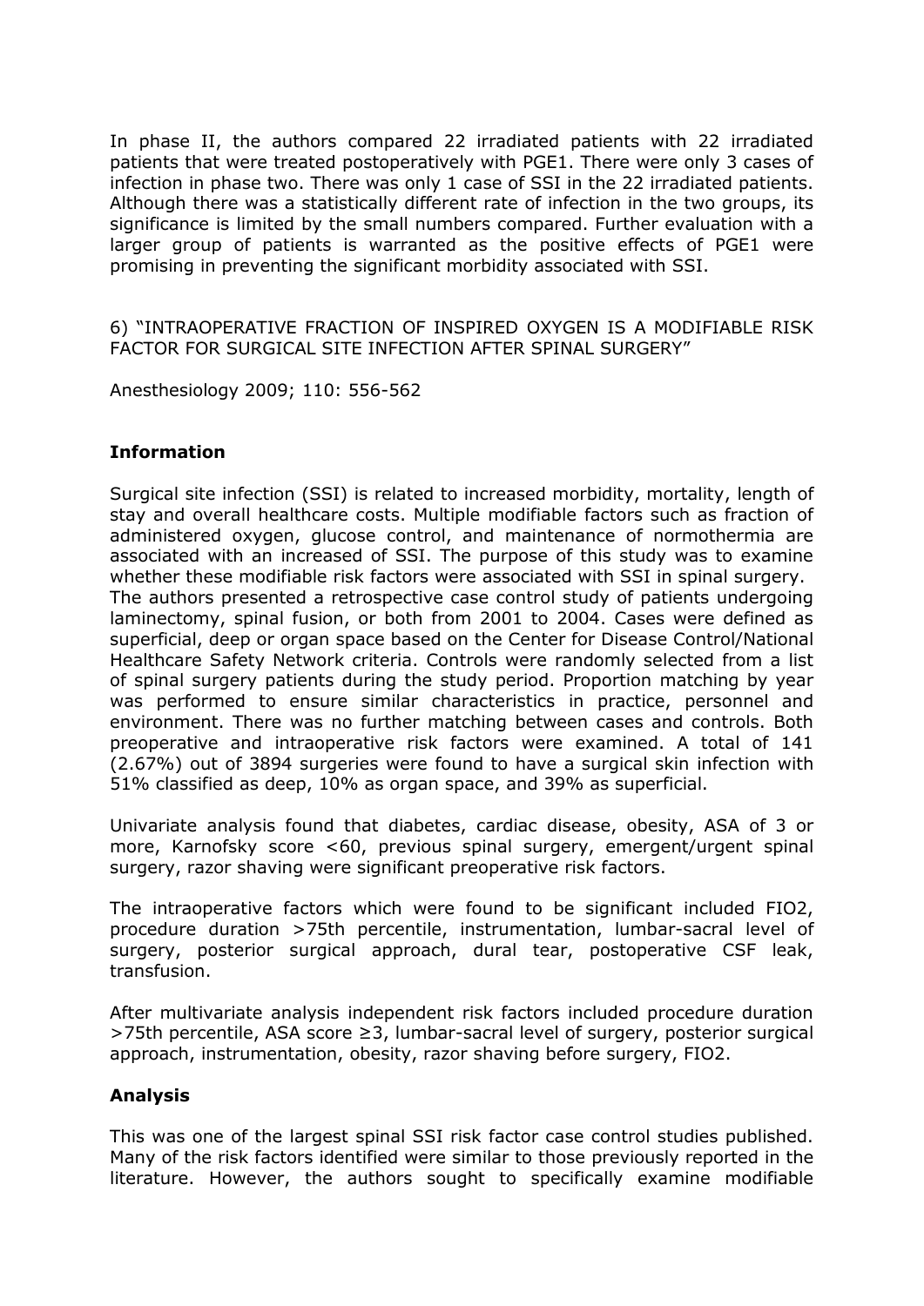In phase II, the authors compared 22 irradiated patients with 22 irradiated patients that were treated postoperatively with PGE1. There were only 3 cases of infection in phase two. There was only 1 case of SSI in the 22 irradiated patients. Although there was a statistically different rate of infection in the two groups, its significance is limited by the small numbers compared. Further evaluation with a larger group of patients is warranted as the positive effects of PGE1 were promising in preventing the significant morbidity associated with SSI.

6) "INTRAOPERATIVE FRACTION OF INSPIRED OXYGEN IS A MODIFIABLE RISK FACTOR FOR SURGICAL SITE INFECTION AFTER SPINAL SURGERY"

Anesthesiology 2009; 110: 556-562

**Information**

Surgical site infection (SSI) is related to increased morbidity, mortality, length of stay and overall healthcare costs. Multiple modifiable factors such as fraction of administered oxygen, glucose control, and maintenance of normothermia are associated with an increased of SSI. The purpose of this study was to examine whether these modifiable risk factors were associated with SSI in spinal surgery.
The authors presented a retrospective case control study of patients undergoing laminectomy, spinal fusion, or both from 2001 to 2004. Cases were defined as superficial, deep or organ space based on the Center for Disease Control/National Healthcare Safety Network criteria. Controls were randomly selected from a list of spinal surgery patients during the study period. Proportion matching by year was performed to ensure similar characteristics in practice, personnel and environment. There was no further matching between cases and controls. Both preoperative and intraoperative risk factors were examined. A total of 141 (2.67%) out of 3894 surgeries were found to have a surgical skin infection with 51% classified as deep, 10% as organ space, and 39% as superficial.

Univariate analysis found that diabetes, cardiac disease, obesity, ASA of 3 or more, Karnofsky score <60, previous spinal surgery, emergent/urgent spinal surgery, razor shaving were significant preoperative risk factors.

The intraoperative factors which were found to be significant included FIO2, procedure duration >75th percentile, instrumentation, lumbar-sacral level of surgery, posterior surgical approach, dural tear, postoperative CSF leak, transfusion.

After multivariate analysis independent risk factors included procedure duration >75th percentile, ASA score ≥3, lumbar-sacral level of surgery, posterior surgical approach, instrumentation, obesity, razor shaving before surgery, FIO2.

**Analysis**

This was one of the largest spinal SSI risk factor case control studies published. Many of the risk factors identified were similar to those previously reported in the literature. However, the authors sought to specifically examine modifiable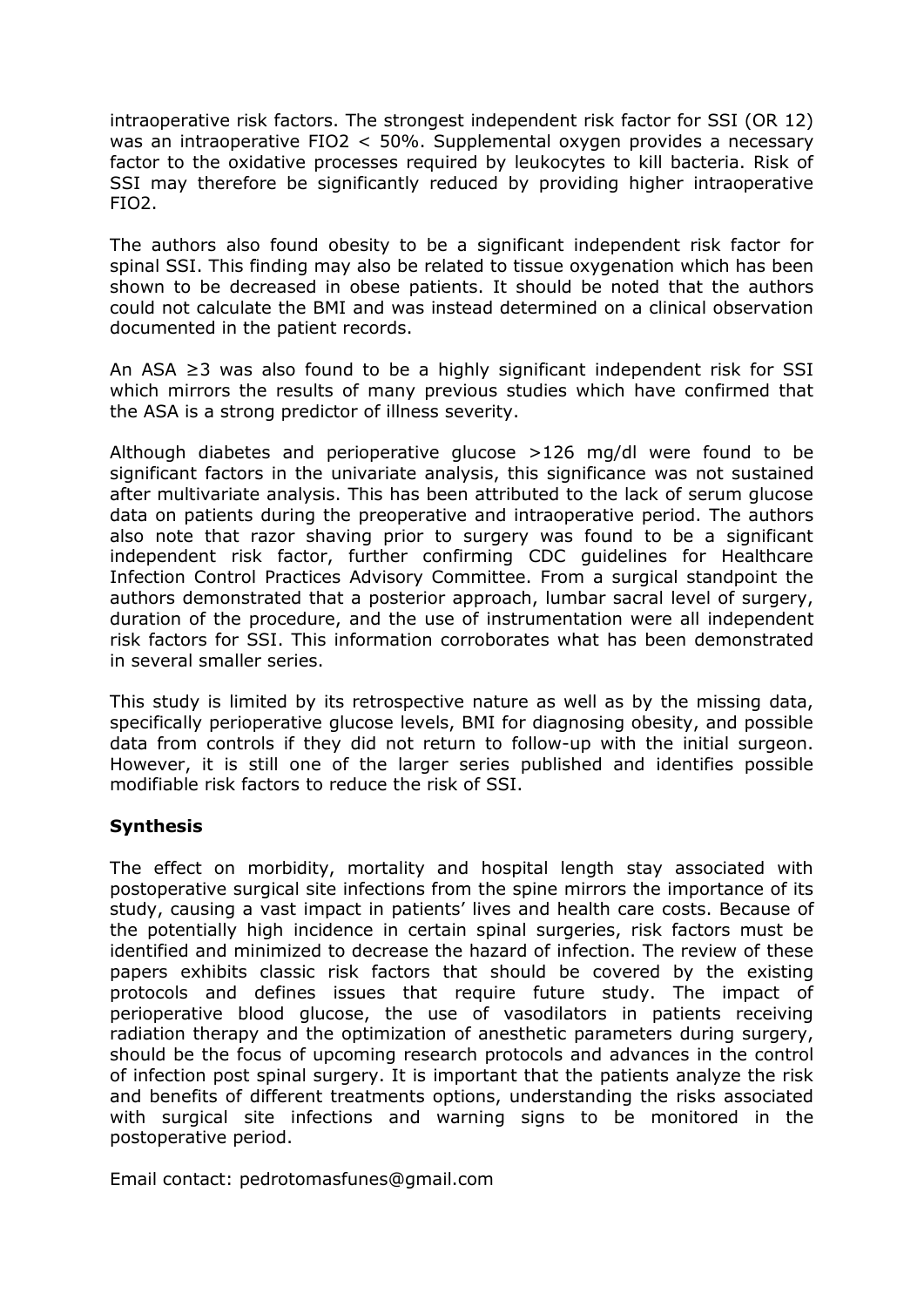intraoperative risk factors. The strongest independent risk factor for SSI (OR 12) was an intraoperative FIO2 < 50%. Supplemental oxygen provides a necessary factor to the oxidative processes required by leukocytes to kill bacteria. Risk of SSI may therefore be significantly reduced by providing higher intraoperative FIO2.

The authors also found obesity to be a significant independent risk factor for spinal SSI. This finding may also be related to tissue oxygenation which has been shown to be decreased in obese patients. It should be noted that the authors could not calculate the BMI and was instead determined on a clinical observation documented in the patient records.

An ASA ≥3 was also found to be a highly significant independent risk for SSI which mirrors the results of many previous studies which have confirmed that the ASA is a strong predictor of illness severity.

Although diabetes and perioperative glucose >126 mg/dl were found to be significant factors in the univariate analysis, this significance was not sustained after multivariate analysis. This has been attributed to the lack of serum glucose data on patients during the preoperative and intraoperative period. The authors also note that razor shaving prior to surgery was found to be a significant independent risk factor, further confirming CDC guidelines for Healthcare Infection Control Practices Advisory Committee. From a surgical standpoint the authors demonstrated that a posterior approach, lumbar sacral level of surgery, duration of the procedure, and the use of instrumentation were all independent risk factors for SSI. This information corroborates what has been demonstrated in several smaller series.

This study is limited by its retrospective nature as well as by the missing data, specifically perioperative glucose levels, BMI for diagnosing obesity, and possible data from controls if they did not return to follow-up with the initial surgeon. However, it is still one of the larger series published and identifies possible modifiable risk factors to reduce the risk of SSI.

**Synthesis**

The effect on morbidity, mortality and hospital length stay associated with postoperative surgical site infections from the spine mirrors the importance of its study, causing a vast impact in patients' lives and health care costs. Because of the potentially high incidence in certain spinal surgeries, risk factors must be identified and minimized to decrease the hazard of infection. The review of these papers exhibits classic risk factors that should be covered by the existing protocols and defines issues that require future study. The impact of perioperative blood glucose, the use of vasodilators in patients receiving radiation therapy and the optimization of anesthetic parameters during surgery, should be the focus of upcoming research protocols and advances in the control of infection post spinal surgery. It is important that the patients analyze the risk and benefits of different treatments options, understanding the risks associated with surgical site infections and warning signs to be monitored in the postoperative period.

Email contact: pedrotomasfunes@gmail.com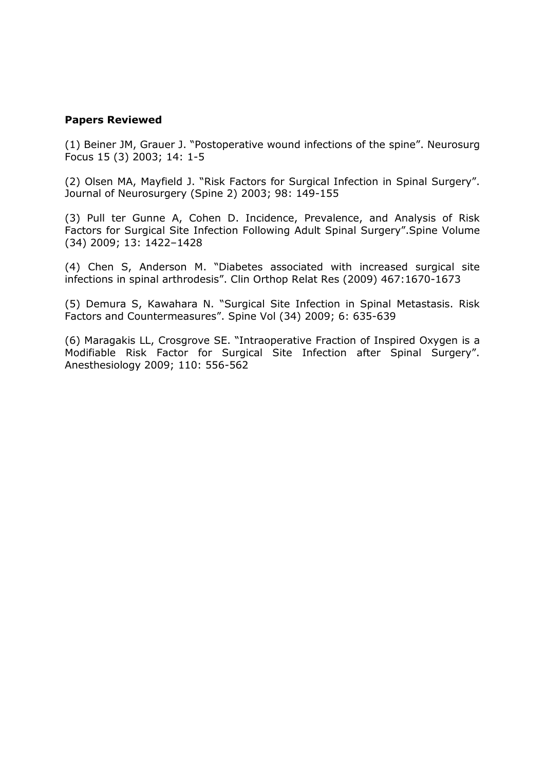**Papers Reviewed**

(1) Beiner JM, Grauer J. “Postoperative wound infections of the spine”. Neurosurg Focus 15 (3) 2003; 14: 1-5

(2) Olsen MA, Mayfield J. “Risk Factors for Surgical Infection in Spinal Surgery”. Journal of Neurosurgery (Spine 2) 2003; 98: 149-155

(3) Pull ter Gunne A, Cohen D. Incidence, Prevalence, and Analysis of Risk Factors for Surgical Site Infection Following Adult Spinal Surgery”.Spine Volume (34) 2009; 13: 1422–1428

(4) Chen S, Anderson M. “Diabetes associated with increased surgical site infections in spinal arthrodesis”. Clin Orthop Relat Res (2009) 467:1670-1673

(5) Demura S, Kawahara N. “Surgical Site Infection in Spinal Metastasis. Risk Factors and Countermeasures”. Spine Vol (34) 2009; 6: 635-639

(6) Maragakis LL, Crosgrove SE. “Intraoperative Fraction of Inspired Oxygen is a Modifiable Risk Factor for Surgical Site Infection after Spinal Surgery”. Anesthesiology 2009; 110: 556-562